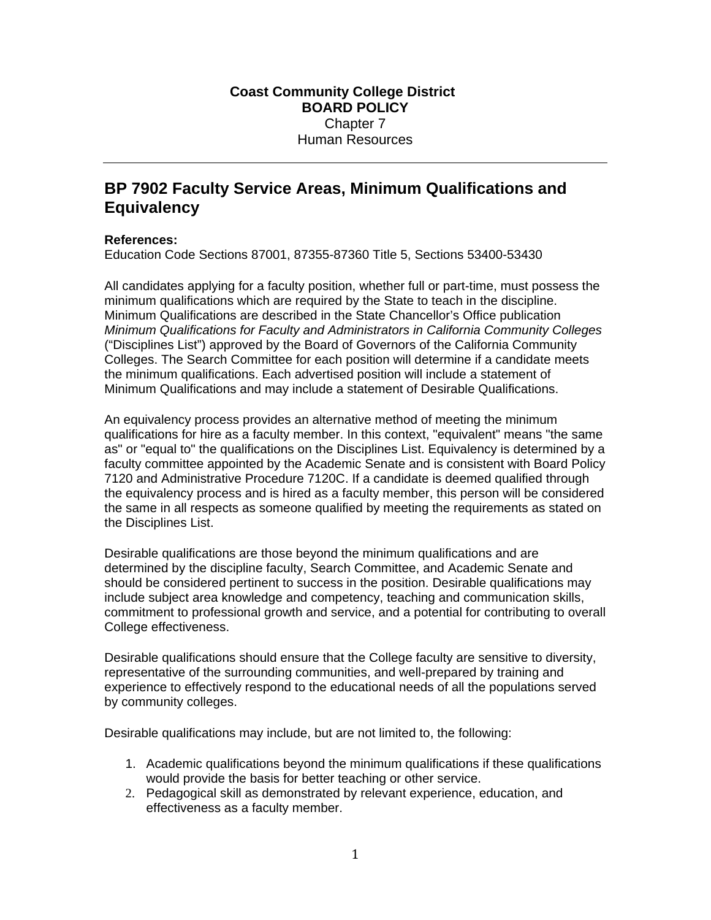**Coast Community College District**
**BOARD POLICY**
Chapter 7
Human Resources

---

# BP 7902 Faculty Service Areas, Minimum Qualifications and Equivalency

**References:**
Education Code Sections 87001, 87355-87360 Title 5, Sections 53400-53430

All candidates applying for a faculty position, whether full or part-time, must possess the minimum qualifications which are required by the State to teach in the discipline. Minimum Qualifications are described in the State Chancellor's Office publication *Minimum Qualifications for Faculty and Administrators in California Community Colleges* ("Disciplines List") approved by the Board of Governors of the California Community Colleges. The Search Committee for each position will determine if a candidate meets the minimum qualifications. Each advertised position will include a statement of Minimum Qualifications and may include a statement of Desirable Qualifications.

An equivalency process provides an alternative method of meeting the minimum qualifications for hire as a faculty member. In this context, "equivalent" means "the same as" or "equal to" the qualifications on the Disciplines List. Equivalency is determined by a faculty committee appointed by the Academic Senate and is consistent with Board Policy 7120 and Administrative Procedure 7120C. If a candidate is deemed qualified through the equivalency process and is hired as a faculty member, this person will be considered the same in all respects as someone qualified by meeting the requirements as stated on the Disciplines List.

Desirable qualifications are those beyond the minimum qualifications and are determined by the discipline faculty, Search Committee, and Academic Senate and should be considered pertinent to success in the position. Desirable qualifications may include subject area knowledge and competency, teaching and communication skills, commitment to professional growth and service, and a potential for contributing to overall College effectiveness.

Desirable qualifications should ensure that the College faculty are sensitive to diversity, representative of the surrounding communities, and well-prepared by training and experience to effectively respond to the educational needs of all the populations served by community colleges.

Desirable qualifications may include, but are not limited to, the following:

1. Academic qualifications beyond the minimum qualifications if these qualifications would provide the basis for better teaching or other service.
2. Pedagogical skill as demonstrated by relevant experience, education, and effectiveness as a faculty member.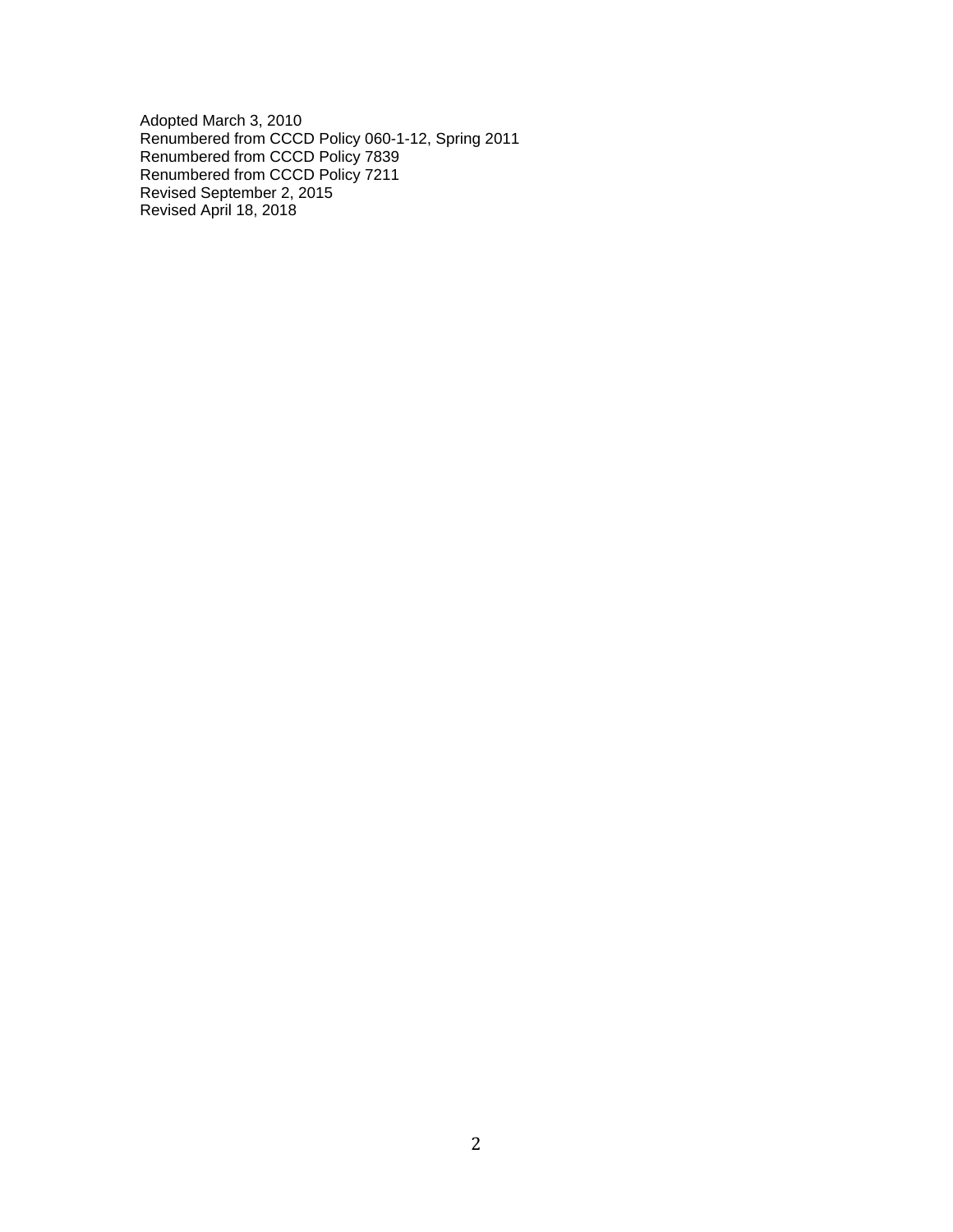Adopted March 3, 2010
Renumbered from CCCD Policy 060-1-12, Spring 2011
Renumbered from CCCD Policy 7839
Renumbered from CCCD Policy 7211
Revised September 2, 2015
Revised April 18, 2018